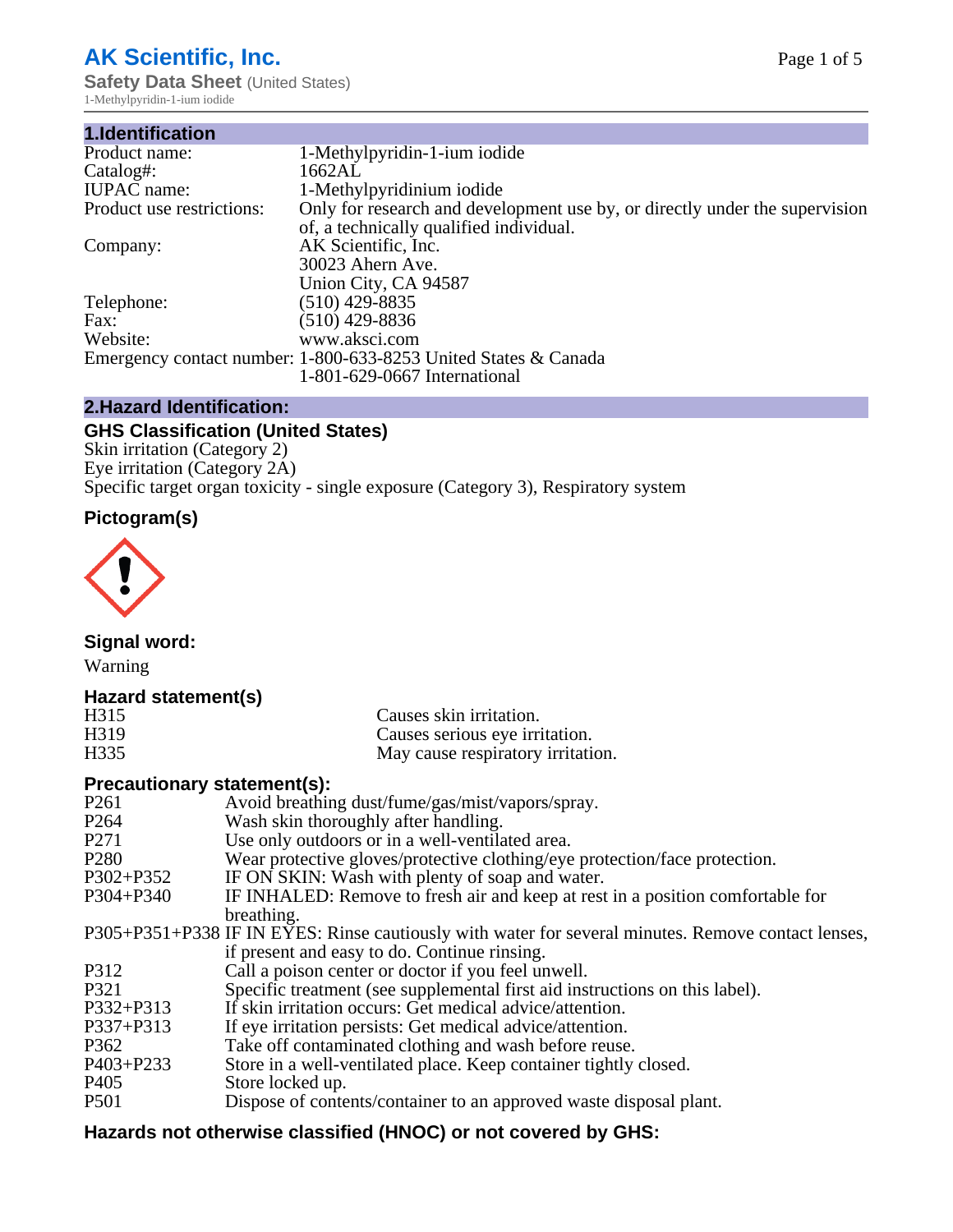# AK Scientific, Inc.

**Safety Data Sheet** (United States)
1-Methylpyridin-1-ium iodide

## 1.Identification

| | |
|---|---|
| Product name: | 1-Methylpyridin-1-ium iodide |
| Catalog#: | 1662AL |
| IUPAC name: | 1-Methylpyridinium iodide |
| Product use restrictions: | Only for research and development use by, or directly under the supervision of, a technically qualified individual. |
| Company: | AK Scientific, Inc.<br>30023 Ahern Ave.<br>Union City, CA 94587 |
| Telephone: | (510) 429-8835 |
| Fax: | (510) 429-8836 |
| Website: | www.aksci.com |
| Emergency contact number: | 1-800-633-8253 United States & Canada<br>1-801-629-0667 International |

## 2.Hazard Identification:

### GHS Classification (United States)

Skin irritation (Category 2)
Eye irritation (Category 2A)
Specific target organ toxicity - single exposure (Category 3), Respiratory system

### Pictogram(s)

### Signal word:

Warning

### Hazard statement(s)

| | |
|---|---|
| H315 | Causes skin irritation. |
| H319 | Causes serious eye irritation. |
| H335 | May cause respiratory irritation. |

### Precautionary statement(s):

| | |
|---|---|
| P261 | Avoid breathing dust/fume/gas/mist/vapors/spray. |
| P264 | Wash skin thoroughly after handling. |
| P271 | Use only outdoors or in a well-ventilated area. |
| P280 | Wear protective gloves/protective clothing/eye protection/face protection. |
| P302+P352 | IF ON SKIN: Wash with plenty of soap and water. |
| P304+P340 | IF INHALED: Remove to fresh air and keep at rest in a position comfortable for breathing. |
| P305+P351+P338 | IF IN EYES: Rinse cautiously with water for several minutes. Remove contact lenses, if present and easy to do. Continue rinsing. |
| P312 | Call a poison center or doctor if you feel unwell. |
| P321 | Specific treatment (see supplemental first aid instructions on this label). |
| P332+P313 | If skin irritation occurs: Get medical advice/attention. |
| P337+P313 | If eye irritation persists: Get medical advice/attention. |
| P362 | Take off contaminated clothing and wash before reuse. |
| P403+P233 | Store in a well-ventilated place. Keep container tightly closed. |
| P405 | Store locked up. |
| P501 | Dispose of contents/container to an approved waste disposal plant. |

### Hazards not otherwise classified (HNOC) or not covered by GHS: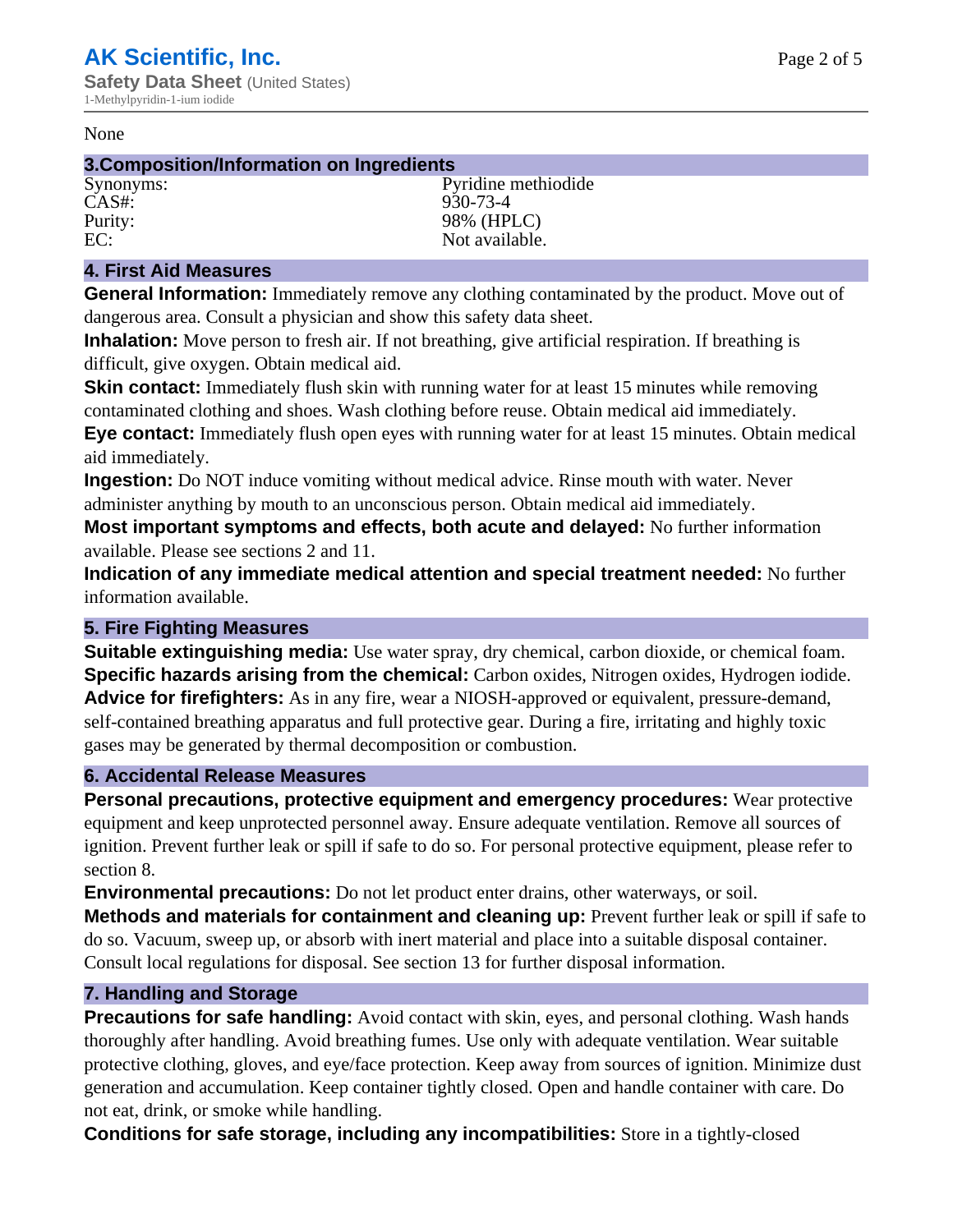None

## 3.Composition/Information on Ingredients

| | |
|---|---|
| Synonyms: | Pyridine methiodide |
| CAS#: | 930-73-4 |
| Purity: | 98% (HPLC) |
| EC: | Not available. |

## 4. First Aid Measures

**General Information:** Immediately remove any clothing contaminated by the product. Move out of dangerous area. Consult a physician and show this safety data sheet.

**Inhalation:** Move person to fresh air. If not breathing, give artificial respiration. If breathing is difficult, give oxygen. Obtain medical aid.

**Skin contact:** Immediately flush skin with running water for at least 15 minutes while removing contaminated clothing and shoes. Wash clothing before reuse. Obtain medical aid immediately.

**Eye contact:** Immediately flush open eyes with running water for at least 15 minutes. Obtain medical aid immediately.

**Ingestion:** Do NOT induce vomiting without medical advice. Rinse mouth with water. Never administer anything by mouth to an unconscious person. Obtain medical aid immediately.

**Most important symptoms and effects, both acute and delayed:** No further information available. Please see sections 2 and 11.

**Indication of any immediate medical attention and special treatment needed:** No further information available.

## 5. Fire Fighting Measures

**Suitable extinguishing media:** Use water spray, dry chemical, carbon dioxide, or chemical foam.

**Specific hazards arising from the chemical:** Carbon oxides, Nitrogen oxides, Hydrogen iodide.

**Advice for firefighters:** As in any fire, wear a NIOSH-approved or equivalent, pressure-demand, self-contained breathing apparatus and full protective gear. During a fire, irritating and highly toxic gases may be generated by thermal decomposition or combustion.

## 6. Accidental Release Measures

**Personal precautions, protective equipment and emergency procedures:** Wear protective equipment and keep unprotected personnel away. Ensure adequate ventilation. Remove all sources of ignition. Prevent further leak or spill if safe to do so. For personal protective equipment, please refer to section 8.

**Environmental precautions:** Do not let product enter drains, other waterways, or soil.

**Methods and materials for containment and cleaning up:** Prevent further leak or spill if safe to do so. Vacuum, sweep up, or absorb with inert material and place into a suitable disposal container. Consult local regulations for disposal. See section 13 for further disposal information.

## 7. Handling and Storage

**Precautions for safe handling:** Avoid contact with skin, eyes, and personal clothing. Wash hands thoroughly after handling. Avoid breathing fumes. Use only with adequate ventilation. Wear suitable protective clothing, gloves, and eye/face protection. Keep away from sources of ignition. Minimize dust generation and accumulation. Keep container tightly closed. Open and handle container with care. Do not eat, drink, or smoke while handling.

**Conditions for safe storage, including any incompatibilities:** Store in a tightly-closed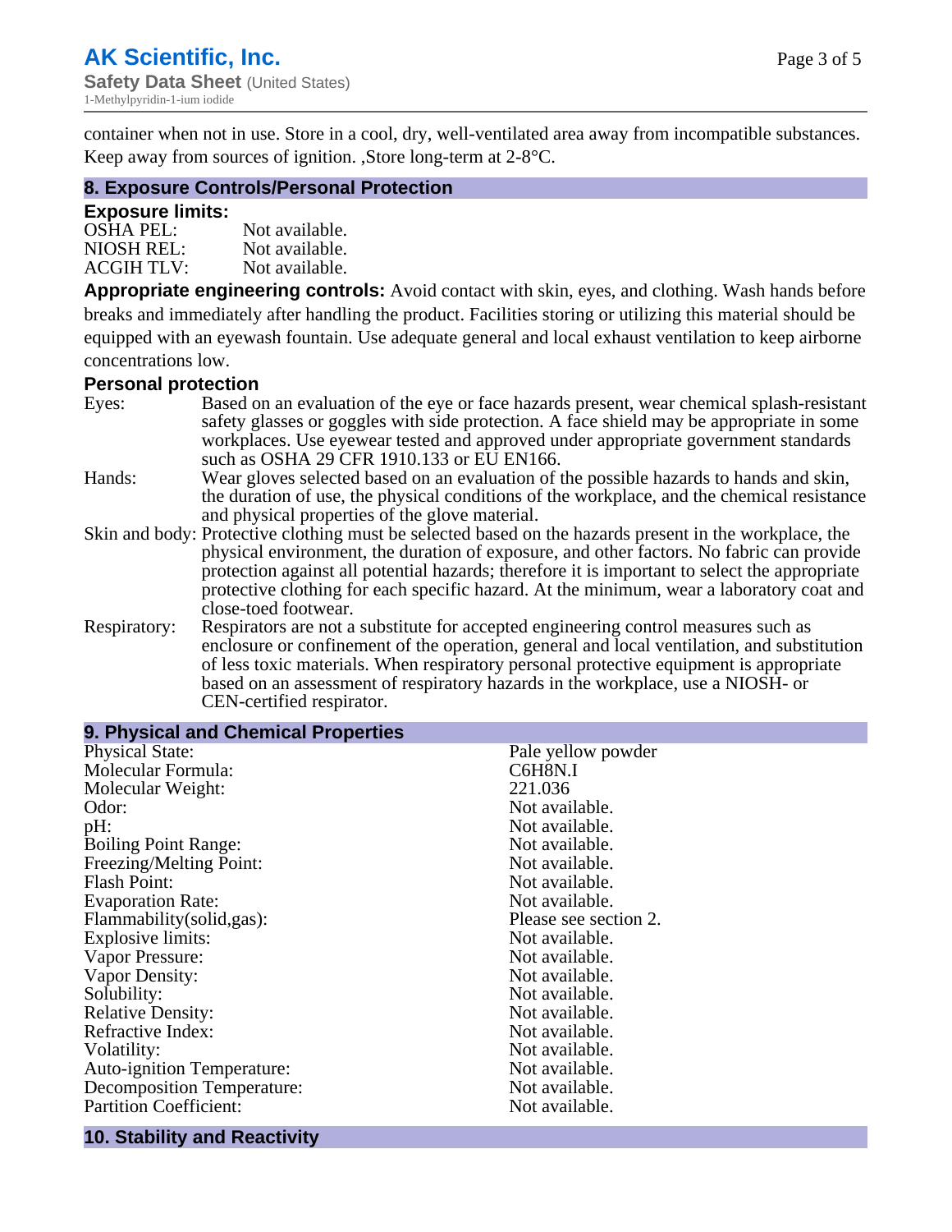container when not in use. Store in a cool, dry, well-ventilated area away from incompatible substances. Keep away from sources of ignition. ,Store long-term at 2-8°C.

## 8. Exposure Controls/Personal Protection

### Exposure limits:

| | |
|---|---|
| OSHA PEL: | Not available. |
| NIOSH REL: | Not available. |
| ACGIH TLV: | Not available. |

**Appropriate engineering controls:** Avoid contact with skin, eyes, and clothing. Wash hands before breaks and immediately after handling the product. Facilities storing or utilizing this material should be equipped with an eyewash fountain. Use adequate general and local exhaust ventilation to keep airborne concentrations low.

### Personal protection

| | |
|---|---|
| Eyes: | Based on an evaluation of the eye or face hazards present, wear chemical splash-resistant safety glasses or goggles with side protection. A face shield may be appropriate in some workplaces. Use eyewear tested and approved under appropriate government standards such as OSHA 29 CFR 1910.133 or EU EN166. |
| Hands: | Wear gloves selected based on an evaluation of the possible hazards to hands and skin, the duration of use, the physical conditions of the workplace, and the chemical resistance and physical properties of the glove material. |
| Skin and body: | Protective clothing must be selected based on the hazards present in the workplace, the physical environment, the duration of exposure, and other factors. No fabric can provide protection against all potential hazards; therefore it is important to select the appropriate protective clothing for each specific hazard. At the minimum, wear a laboratory coat and close-toed footwear. |
| Respiratory: | Respirators are not a substitute for accepted engineering control measures such as enclosure or confinement of the operation, general and local ventilation, and substitution of less toxic materials. When respiratory personal protective equipment is appropriate based on an assessment of respiratory hazards in the workplace, use a NIOSH- or CEN-certified respirator. |

## 9. Physical and Chemical Properties

| | |
|---|---|
| Physical State: | Pale yellow powder |
| Molecular Formula: | C6H8N.I |
| Molecular Weight: | 221.036 |
| Odor: | Not available. |
| pH: | Not available. |
| Boiling Point Range: | Not available. |
| Freezing/Melting Point: | Not available. |
| Flash Point: | Not available. |
| Evaporation Rate: | Not available. |
| Flammability(solid,gas): | Please see section 2. |
| Explosive limits: | Not available. |
| Vapor Pressure: | Not available. |
| Vapor Density: | Not available. |
| Solubility: | Not available. |
| Relative Density: | Not available. |
| Refractive Index: | Not available. |
| Volatility: | Not available. |
| Auto-ignition Temperature: | Not available. |
| Decomposition Temperature: | Not available. |
| Partition Coefficient: | Not available. |

## 10. Stability and Reactivity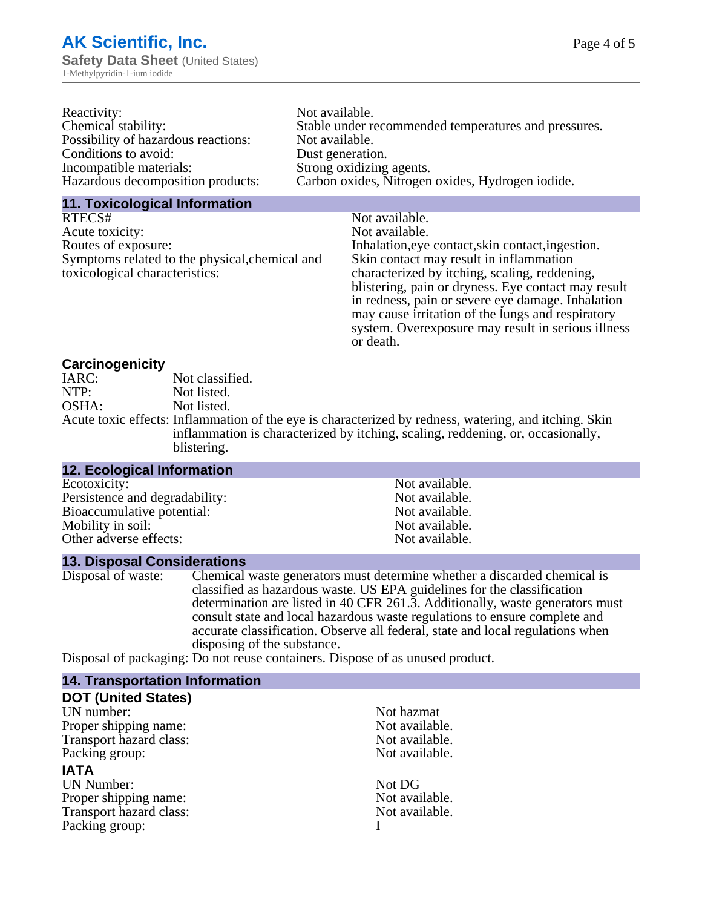Reactivity: Not available.
Chemical stability: Stable under recommended temperatures and pressures.
Possibility of hazardous reactions: Not available.
Conditions to avoid: Dust generation.
Incompatible materials: Strong oxidizing agents.
Hazardous decomposition products: Carbon oxides, Nitrogen oxides, Hydrogen iodide.

## 11. Toxicological Information

RTECS#: Not available.
Acute toxicity: Not available.
Routes of exposure: Inhalation,eye contact,skin contact,ingestion.
Symptoms related to the physical,chemical and toxicological characteristics: Skin contact may result in inflammation characterized by itching, scaling, reddening, blistering, pain or dryness. Eye contact may result in redness, pain or severe eye damage. Inhalation may cause irritation of the lungs and respiratory system. Overexposure may result in serious illness or death.

### Carcinogenicity

IARC: Not classified.
NTP: Not listed.
OSHA: Not listed.
Acute toxic effects: Inflammation of the eye is characterized by redness, watering, and itching. Skin inflammation is characterized by itching, scaling, reddening, or, occasionally, blistering.

## 12. Ecological Information

Ecotoxicity: Not available.
Persistence and degradability: Not available.
Bioaccumulative potential: Not available.
Mobility in soil: Not available.
Other adverse effects: Not available.

## 13. Disposal Considerations

Disposal of waste: Chemical waste generators must determine whether a discarded chemical is classified as hazardous waste. US EPA guidelines for the classification determination are listed in 40 CFR 261.3. Additionally, waste generators must consult state and local hazardous waste regulations to ensure complete and accurate classification. Observe all federal, state and local regulations when disposing of the substance.
Disposal of packaging: Do not reuse containers. Dispose of as unused product.

## 14. Transportation Information

### DOT (United States)

UN number: Not hazmat
Proper shipping name: Not available.
Transport hazard class: Not available.
Packing group: Not available.

### IATA

UN Number: Not DG
Proper shipping name: Not available.
Transport hazard class: Not available.
Packing group: I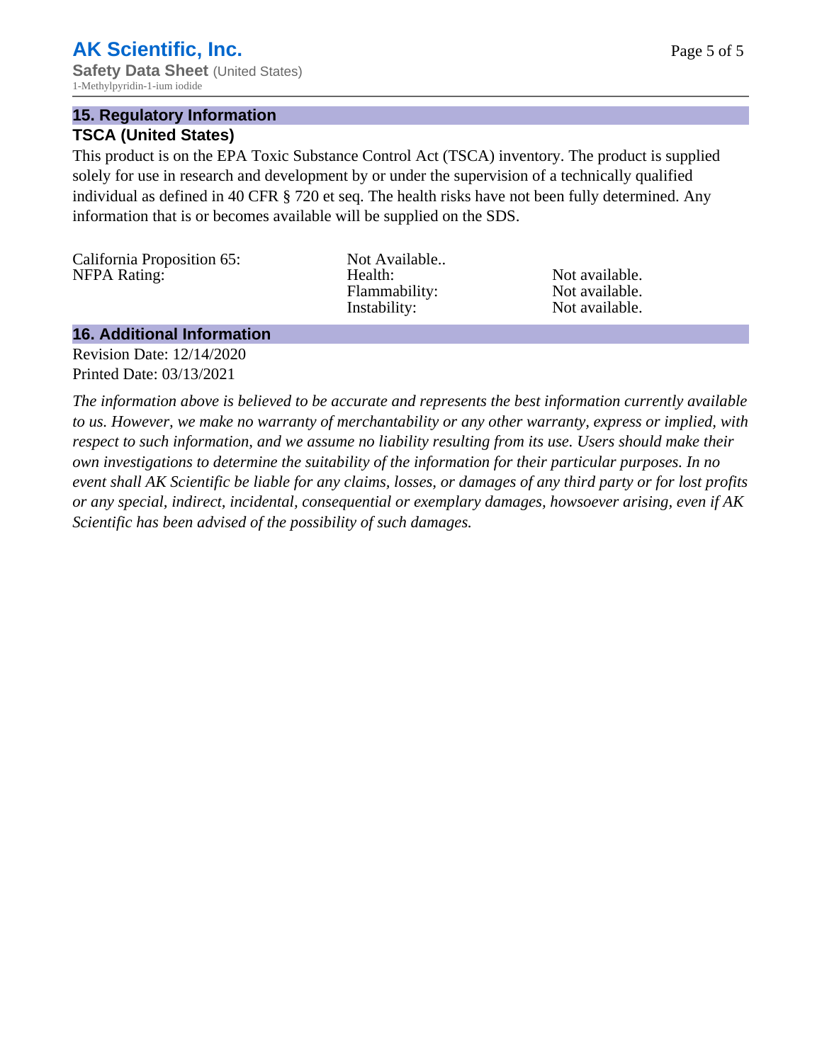## 15. Regulatory Information

### TSCA (United States)

This product is on the EPA Toxic Substance Control Act (TSCA) inventory. The product is supplied solely for use in research and development by or under the supervision of a technically qualified individual as defined in 40 CFR § 720 et seq. The health risks have not been fully determined. Any information that is or becomes available will be supplied on the SDS.

| | | |
|---|---|---|
| California Proposition 65: | Not Available.. | |
| NFPA Rating: | Health: | Not available. |
| | Flammability: | Not available. |
| | Instability: | Not available. |

## 16. Additional Information

Revision Date: 12/14/2020
Printed Date: 03/13/2021

*The information above is believed to be accurate and represents the best information currently available to us. However, we make no warranty of merchantability or any other warranty, express or implied, with respect to such information, and we assume no liability resulting from its use. Users should make their own investigations to determine the suitability of the information for their particular purposes. In no event shall AK Scientific be liable for any claims, losses, or damages of any third party or for lost profits or any special, indirect, incidental, consequential or exemplary damages, howsoever arising, even if AK Scientific has been advised of the possibility of such damages.*